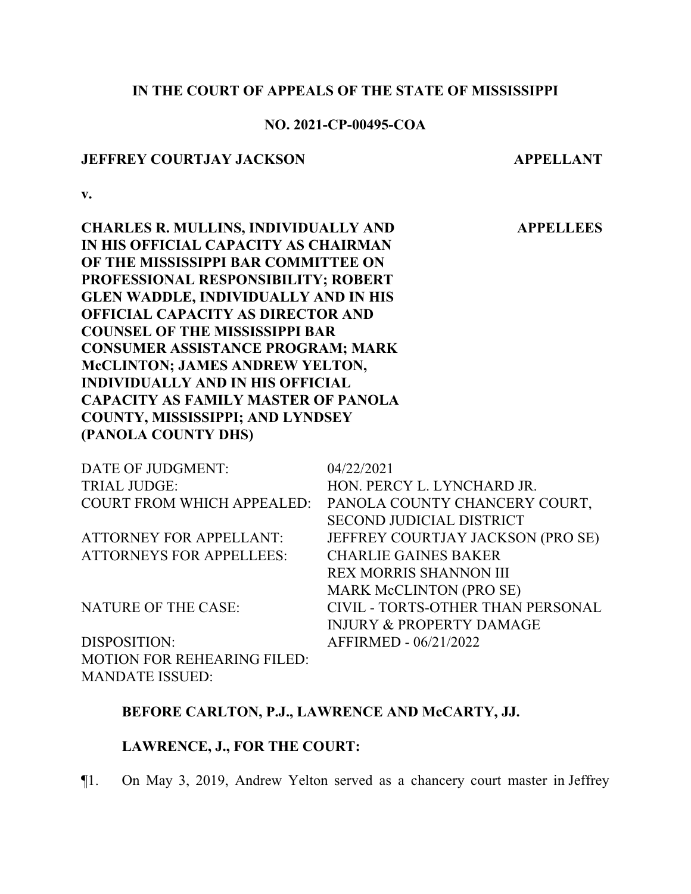**IN THE COURT OF APPEALS OF THE STATE OF MISSISSIPPI**

**NO. 2021-CP-00495-COA**

**JEFFREY COURTJAY JACKSON** **APPELLANT**

**v.**

**CHARLES R. MULLINS, INDIVIDUALLY AND IN HIS OFFICIAL CAPACITY AS CHAIRMAN OF THE MISSISSIPPI BAR COMMITTEE ON PROFESSIONAL RESPONSIBILITY; ROBERT GLEN WADDLE, INDIVIDUALLY AND IN HIS OFFICIAL CAPACITY AS DIRECTOR AND COUNSEL OF THE MISSISSIPPI BAR CONSUMER ASSISTANCE PROGRAM; MARK McCLINTON; JAMES ANDREW YELTON, INDIVIDUALLY AND IN HIS OFFICIAL CAPACITY AS FAMILY MASTER OF PANOLA COUNTY, MISSISSIPPI; AND LYNDSEY (PANOLA COUNTY DHS)** **APPELLEES**

| | |
|---|---|
| DATE OF JUDGMENT: | 04/22/2021 |
| TRIAL JUDGE: | HON. PERCY L. LYNCHARD JR. |
| COURT FROM WHICH APPEALED: | PANOLA COUNTY CHANCERY COURT, SECOND JUDICIAL DISTRICT |
| ATTORNEY FOR APPELLANT: | JEFFREY COURTJAY JACKSON (PRO SE) |
| ATTORNEYS FOR APPELLEES: | CHARLIE GAINES BAKER<br>REX MORRIS SHANNON III<br>MARK McCLINTON (PRO SE) |
| NATURE OF THE CASE: | CIVIL - TORTS-OTHER THAN PERSONAL INJURY & PROPERTY DAMAGE |
| DISPOSITION: | AFFIRMED - 06/21/2022 |
| MOTION FOR REHEARING FILED: | |
| MANDATE ISSUED: | |

**BEFORE CARLTON, P.J., LAWRENCE AND McCARTY, JJ.**

**LAWRENCE, J., FOR THE COURT:**

¶1. On May 3, 2019, Andrew Yelton served as a chancery court master in Jeffrey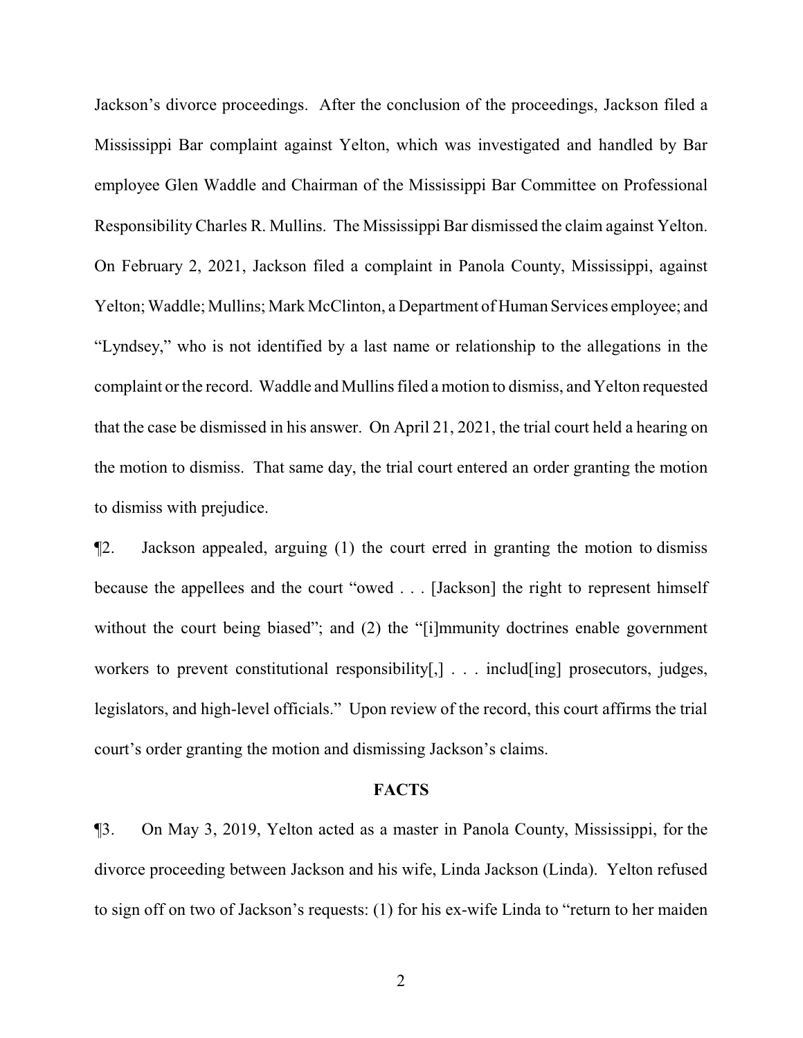Jackson's divorce proceedings. After the conclusion of the proceedings, Jackson filed a Mississippi Bar complaint against Yelton, which was investigated and handled by Bar employee Glen Waddle and Chairman of the Mississippi Bar Committee on Professional Responsibility Charles R. Mullins. The Mississippi Bar dismissed the claim against Yelton. On February 2, 2021, Jackson filed a complaint in Panola County, Mississippi, against Yelton; Waddle; Mullins; Mark McClinton, a Department of Human Services employee; and "Lyndsey," who is not identified by a last name or relationship to the allegations in the complaint or the record. Waddle and Mullins filed a motion to dismiss, and Yelton requested that the case be dismissed in his answer. On April 21, 2021, the trial court held a hearing on the motion to dismiss. That same day, the trial court entered an order granting the motion to dismiss with prejudice.

¶2. Jackson appealed, arguing (1) the court erred in granting the motion to dismiss because the appellees and the court "owed . . . [Jackson] the right to represent himself without the court being biased"; and (2) the "[i]mmunity doctrines enable government workers to prevent constitutional responsibility[,] . . . includ[ing] prosecutors, judges, legislators, and high-level officials." Upon review of the record, this court affirms the trial court's order granting the motion and dismissing Jackson's claims.

## FACTS

¶3. On May 3, 2019, Yelton acted as a master in Panola County, Mississippi, for the divorce proceeding between Jackson and his wife, Linda Jackson (Linda). Yelton refused to sign off on two of Jackson's requests: (1) for his ex-wife Linda to "return to her maiden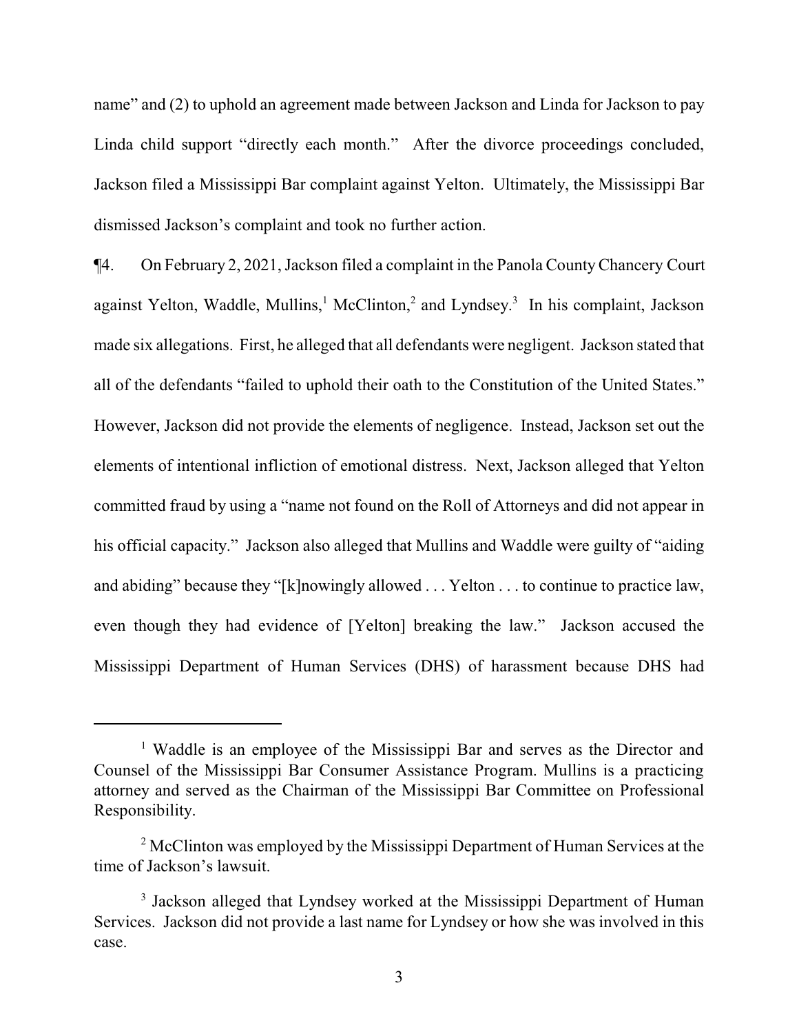name" and (2) to uphold an agreement made between Jackson and Linda for Jackson to pay Linda child support "directly each month." After the divorce proceedings concluded, Jackson filed a Mississippi Bar complaint against Yelton. Ultimately, the Mississippi Bar dismissed Jackson's complaint and took no further action.

¶4. On February 2, 2021, Jackson filed a complaint in the Panola County Chancery Court against Yelton, Waddle, Mullins,[1] McClinton,[2] and Lyndsey.[3] In his complaint, Jackson made six allegations. First, he alleged that all defendants were negligent. Jackson stated that all of the defendants "failed to uphold their oath to the Constitution of the United States." However, Jackson did not provide the elements of negligence. Instead, Jackson set out the elements of intentional infliction of emotional distress. Next, Jackson alleged that Yelton committed fraud by using a "name not found on the Roll of Attorneys and did not appear in his official capacity." Jackson also alleged that Mullins and Waddle were guilty of "aiding and abiding" because they "[k]nowingly allowed . . . Yelton . . . to continue to practice law, even though they had evidence of [Yelton] breaking the law." Jackson accused the Mississippi Department of Human Services (DHS) of harassment because DHS had

---

[1] Waddle is an employee of the Mississippi Bar and serves as the Director and Counsel of the Mississippi Bar Consumer Assistance Program. Mullins is a practicing attorney and served as the Chairman of the Mississippi Bar Committee on Professional Responsibility.

[2] McClinton was employed by the Mississippi Department of Human Services at the time of Jackson's lawsuit.

[3] Jackson alleged that Lyndsey worked at the Mississippi Department of Human Services. Jackson did not provide a last name for Lyndsey or how she was involved in this case.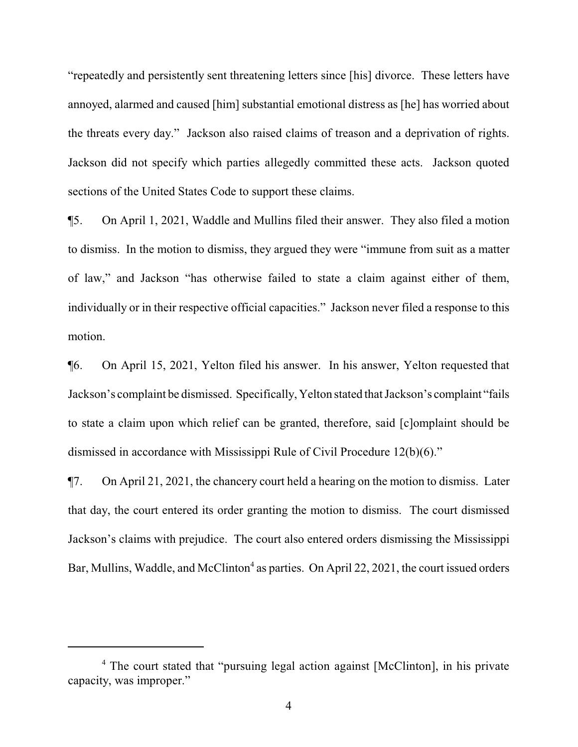"repeatedly and persistently sent threatening letters since [his] divorce. These letters have annoyed, alarmed and caused [him] substantial emotional distress as [he] has worried about the threats every day." Jackson also raised claims of treason and a deprivation of rights. Jackson did not specify which parties allegedly committed these acts. Jackson quoted sections of the United States Code to support these claims.

¶5. On April 1, 2021, Waddle and Mullins filed their answer. They also filed a motion to dismiss. In the motion to dismiss, they argued they were "immune from suit as a matter of law," and Jackson "has otherwise failed to state a claim against either of them, individually or in their respective official capacities." Jackson never filed a response to this motion.

¶6. On April 15, 2021, Yelton filed his answer. In his answer, Yelton requested that Jackson's complaint be dismissed. Specifically, Yelton stated that Jackson's complaint "fails to state a claim upon which relief can be granted, therefore, said [c]omplaint should be dismissed in accordance with Mississippi Rule of Civil Procedure 12(b)(6)."

¶7. On April 21, 2021, the chancery court held a hearing on the motion to dismiss. Later that day, the court entered its order granting the motion to dismiss. The court dismissed Jackson's claims with prejudice. The court also entered orders dismissing the Mississippi Bar, Mullins, Waddle, and McClinton[4] as parties. On April 22, 2021, the court issued orders

[4] The court stated that "pursuing legal action against [McClinton], in his private capacity, was improper."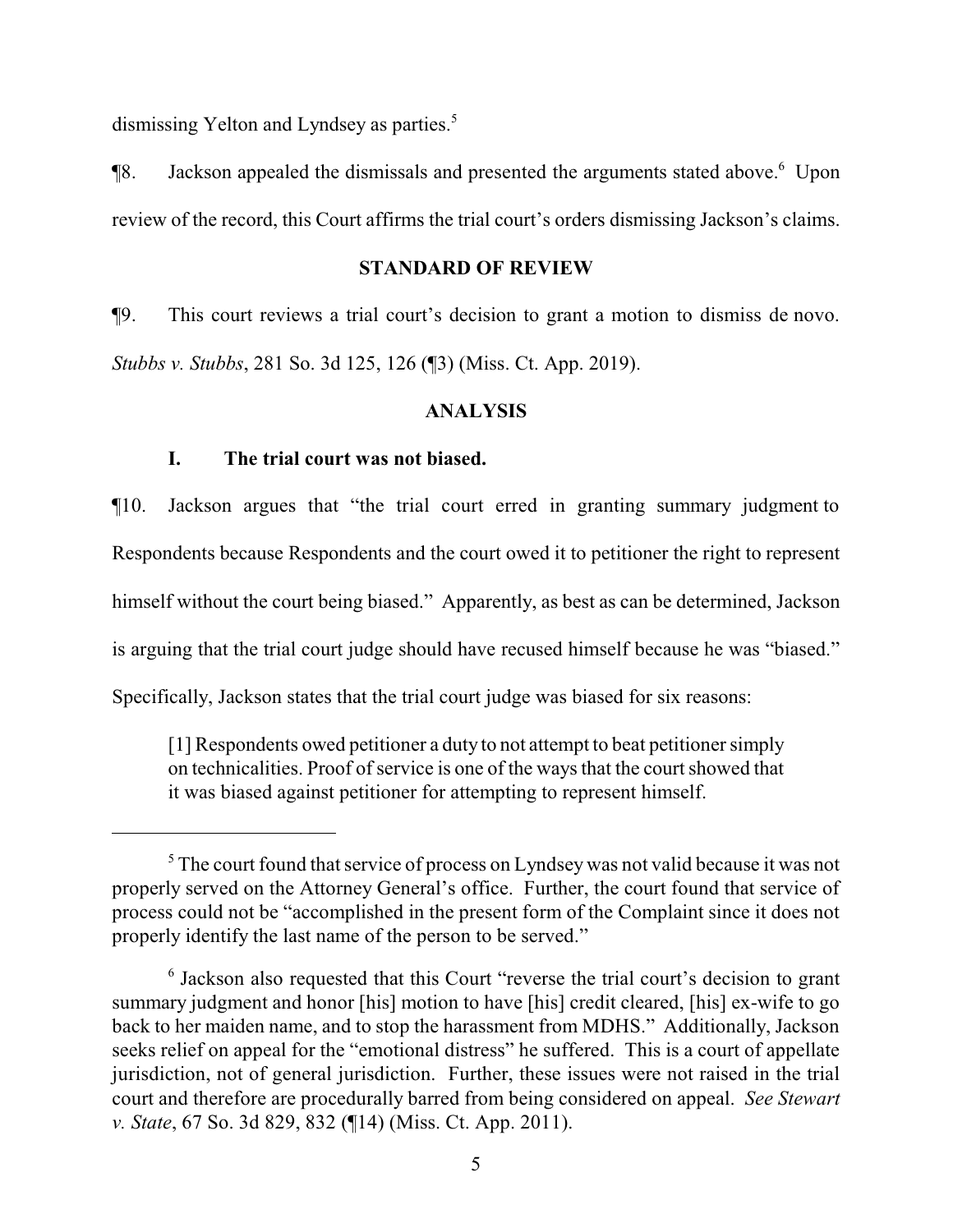dismissing Yelton and Lyndsey as parties.[5]

¶8. Jackson appealed the dismissals and presented the arguments stated above.[6] Upon review of the record, this Court affirms the trial court's orders dismissing Jackson's claims.

## STANDARD OF REVIEW

¶9. This court reviews a trial court's decision to grant a motion to dismiss de novo. *Stubbs v. Stubbs*, 281 So. 3d 125, 126 (¶3) (Miss. Ct. App. 2019).

## ANALYSIS

### I. The trial court was not biased.

¶10. Jackson argues that "the trial court erred in granting summary judgment to Respondents because Respondents and the court owed it to petitioner the right to represent himself without the court being biased." Apparently, as best as can be determined, Jackson is arguing that the trial court judge should have recused himself because he was "biased." Specifically, Jackson states that the trial court judge was biased for six reasons:

> [1] Respondents owed petitioner a duty to not attempt to beat petitioner simply on technicalities. Proof of service is one of the ways that the court showed that it was biased against petitioner for attempting to represent himself.

---

[5] The court found that service of process on Lyndsey was not valid because it was not properly served on the Attorney General's office. Further, the court found that service of process could not be "accomplished in the present form of the Complaint since it does not properly identify the last name of the person to be served."

[6] Jackson also requested that this Court "reverse the trial court's decision to grant summary judgment and honor [his] motion to have [his] credit cleared, [his] ex-wife to go back to her maiden name, and to stop the harassment from MDHS." Additionally, Jackson seeks relief on appeal for the "emotional distress" he suffered. This is a court of appellate jurisdiction, not of general jurisdiction. Further, these issues were not raised in the trial court and therefore are procedurally barred from being considered on appeal. *See Stewart v. State*, 67 So. 3d 829, 832 (¶14) (Miss. Ct. App. 2011).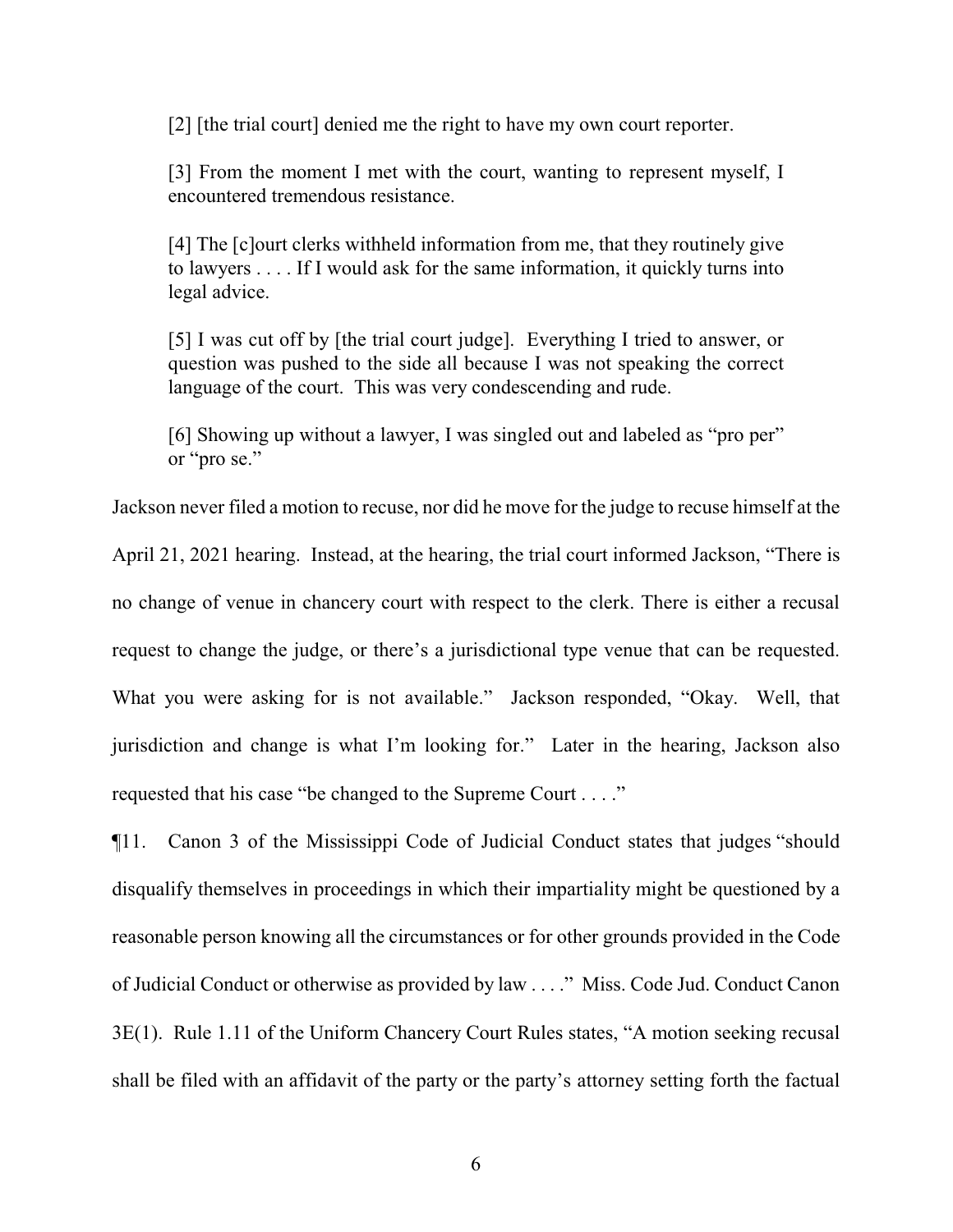> [2] [the trial court] denied me the right to have my own court reporter.
>
> [3] From the moment I met with the court, wanting to represent myself, I encountered tremendous resistance.
>
> [4] The [c]ourt clerks withheld information from me, that they routinely give to lawyers . . . . If I would ask for the same information, it quickly turns into legal advice.
>
> [5] I was cut off by [the trial court judge]. Everything I tried to answer, or question was pushed to the side all because I was not speaking the correct language of the court. This was very condescending and rude.
>
> [6] Showing up without a lawyer, I was singled out and labeled as "pro per" or "pro se."

Jackson never filed a motion to recuse, nor did he move for the judge to recuse himself at the April 21, 2021 hearing. Instead, at the hearing, the trial court informed Jackson, "There is no change of venue in chancery court with respect to the clerk. There is either a recusal request to change the judge, or there's a jurisdictional type venue that can be requested. What you were asking for is not available." Jackson responded, "Okay. Well, that jurisdiction and change is what I'm looking for." Later in the hearing, Jackson also requested that his case "be changed to the Supreme Court . . . ."

¶11. Canon 3 of the Mississippi Code of Judicial Conduct states that judges "should disqualify themselves in proceedings in which their impartiality might be questioned by a reasonable person knowing all the circumstances or for other grounds provided in the Code of Judicial Conduct or otherwise as provided by law . . . ." Miss. Code Jud. Conduct Canon 3E(1). Rule 1.11 of the Uniform Chancery Court Rules states, "A motion seeking recusal shall be filed with an affidavit of the party or the party's attorney setting forth the factual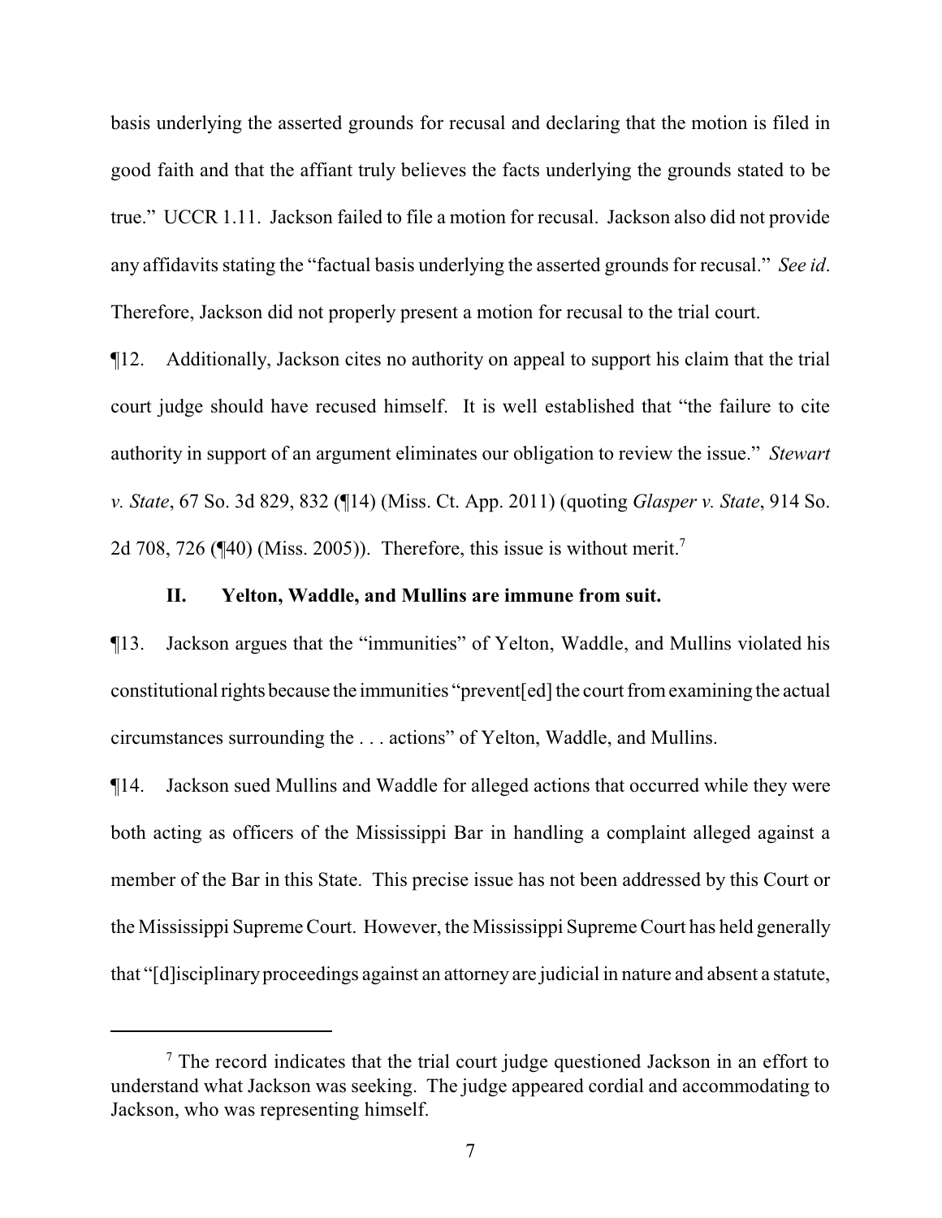basis underlying the asserted grounds for recusal and declaring that the motion is filed in good faith and that the affiant truly believes the facts underlying the grounds stated to be true." UCCR 1.11. Jackson failed to file a motion for recusal. Jackson also did not provide any affidavits stating the "factual basis underlying the asserted grounds for recusal." *See id*. Therefore, Jackson did not properly present a motion for recusal to the trial court.

¶12. Additionally, Jackson cites no authority on appeal to support his claim that the trial court judge should have recused himself. It is well established that "the failure to cite authority in support of an argument eliminates our obligation to review the issue." *Stewart v. State*, 67 So. 3d 829, 832 (¶14) (Miss. Ct. App. 2011) (quoting *Glasper v. State*, 914 So. 2d 708, 726 (¶40) (Miss. 2005)). Therefore, this issue is without merit.[7]

### II. Yelton, Waddle, and Mullins are immune from suit.

¶13. Jackson argues that the "immunities" of Yelton, Waddle, and Mullins violated his constitutional rights because the immunities "prevent[ed] the court from examining the actual circumstances surrounding the . . . actions" of Yelton, Waddle, and Mullins.

¶14. Jackson sued Mullins and Waddle for alleged actions that occurred while they were both acting as officers of the Mississippi Bar in handling a complaint alleged against a member of the Bar in this State. This precise issue has not been addressed by this Court or the Mississippi Supreme Court. However, the Mississippi Supreme Court has held generally that "[d]isciplinary proceedings against an attorney are judicial in nature and absent a statute,

[7] The record indicates that the trial court judge questioned Jackson in an effort to understand what Jackson was seeking. The judge appeared cordial and accommodating to Jackson, who was representing himself.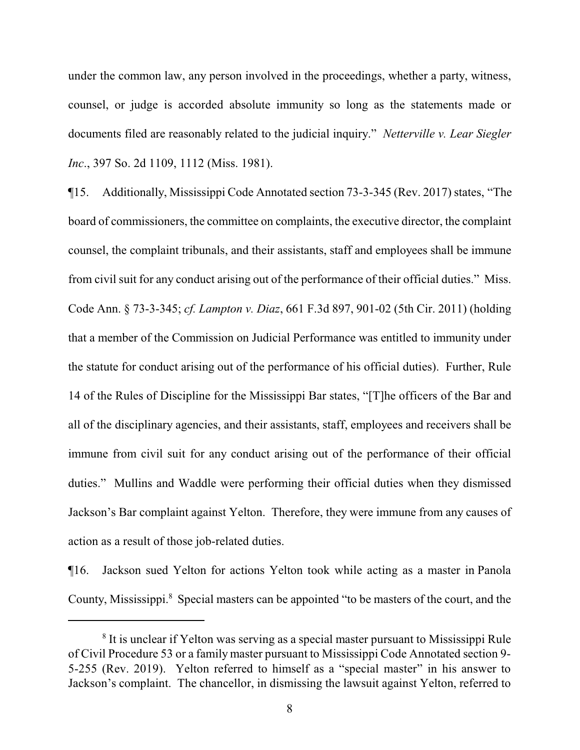under the common law, any person involved in the proceedings, whether a party, witness, counsel, or judge is accorded absolute immunity so long as the statements made or documents filed are reasonably related to the judicial inquiry." *Netterville v. Lear Siegler Inc*., 397 So. 2d 1109, 1112 (Miss. 1981).

¶15. Additionally, Mississippi Code Annotated section 73-3-345 (Rev. 2017) states, "The board of commissioners, the committee on complaints, the executive director, the complaint counsel, the complaint tribunals, and their assistants, staff and employees shall be immune from civil suit for any conduct arising out of the performance of their official duties." Miss. Code Ann. § 73-3-345; *cf. Lampton v. Diaz*, 661 F.3d 897, 901-02 (5th Cir. 2011) (holding that a member of the Commission on Judicial Performance was entitled to immunity under the statute for conduct arising out of the performance of his official duties). Further, Rule 14 of the Rules of Discipline for the Mississippi Bar states, "[T]he officers of the Bar and all of the disciplinary agencies, and their assistants, staff, employees and receivers shall be immune from civil suit for any conduct arising out of the performance of their official duties." Mullins and Waddle were performing their official duties when they dismissed Jackson's Bar complaint against Yelton. Therefore, they were immune from any causes of action as a result of those job-related duties.

¶16. Jackson sued Yelton for actions Yelton took while acting as a master in Panola County, Mississippi.[8] Special masters can be appointed "to be masters of the court, and the

[8] It is unclear if Yelton was serving as a special master pursuant to Mississippi Rule of Civil Procedure 53 or a family master pursuant to Mississippi Code Annotated section 9-5-255 (Rev. 2019). Yelton referred to himself as a "special master" in his answer to Jackson's complaint. The chancellor, in dismissing the lawsuit against Yelton, referred to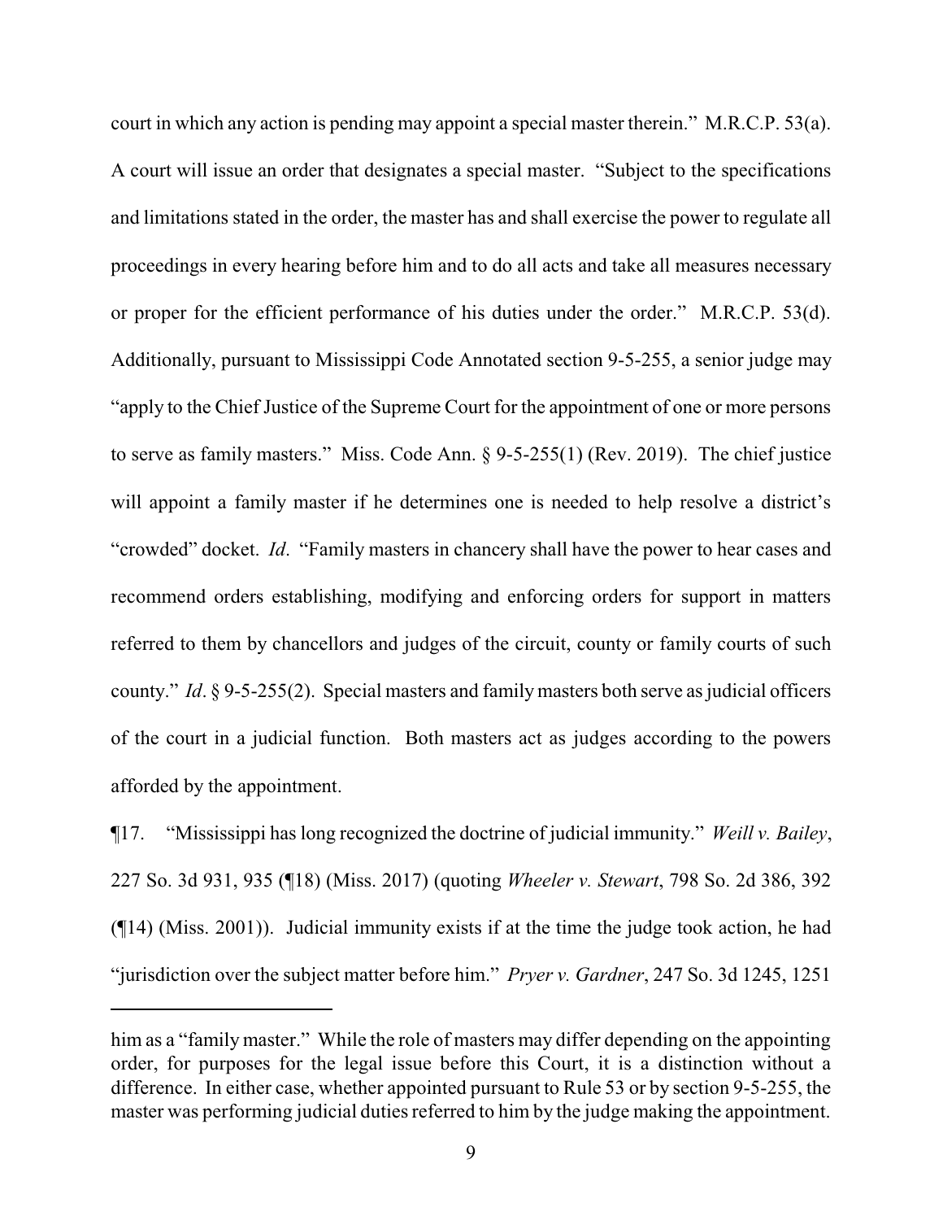court in which any action is pending may appoint a special master therein." M.R.C.P. 53(a). A court will issue an order that designates a special master. "Subject to the specifications and limitations stated in the order, the master has and shall exercise the power to regulate all proceedings in every hearing before him and to do all acts and take all measures necessary or proper for the efficient performance of his duties under the order." M.R.C.P. 53(d). Additionally, pursuant to Mississippi Code Annotated section 9-5-255, a senior judge may "apply to the Chief Justice of the Supreme Court for the appointment of one or more persons to serve as family masters." Miss. Code Ann. § 9-5-255(1) (Rev. 2019). The chief justice will appoint a family master if he determines one is needed to help resolve a district's "crowded" docket. *Id*. "Family masters in chancery shall have the power to hear cases and recommend orders establishing, modifying and enforcing orders for support in matters referred to them by chancellors and judges of the circuit, county or family courts of such county." *Id*. § 9-5-255(2). Special masters and family masters both serve as judicial officers of the court in a judicial function. Both masters act as judges according to the powers afforded by the appointment.

¶17. "Mississippi has long recognized the doctrine of judicial immunity." *Weill v. Bailey*, 227 So. 3d 931, 935 (¶18) (Miss. 2017) (quoting *Wheeler v. Stewart*, 798 So. 2d 386, 392 (¶14) (Miss. 2001)). Judicial immunity exists if at the time the judge took action, he had "jurisdiction over the subject matter before him." *Pryer v. Gardner*, 247 So. 3d 1245, 1251

---

him as a "family master." While the role of masters may differ depending on the appointing order, for purposes for the legal issue before this Court, it is a distinction without a difference. In either case, whether appointed pursuant to Rule 53 or by section 9-5-255, the master was performing judicial duties referred to him by the judge making the appointment.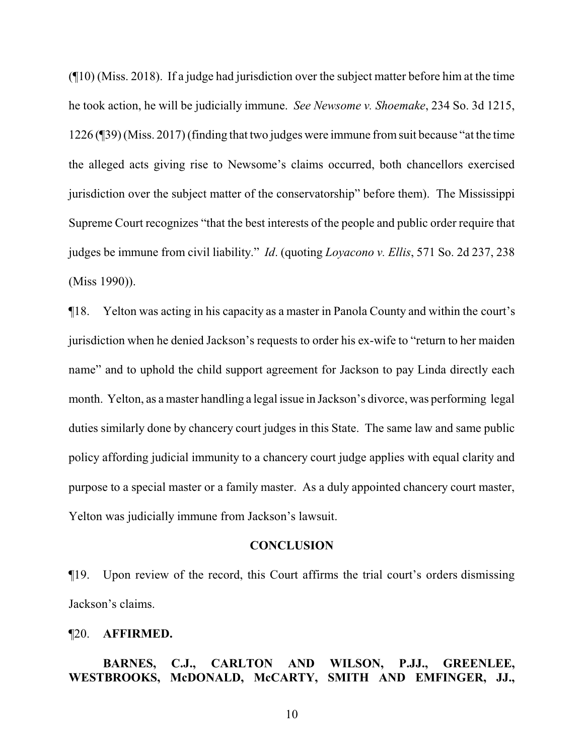(¶10) (Miss. 2018). If a judge had jurisdiction over the subject matter before him at the time he took action, he will be judicially immune. *See Newsome v. Shoemake*, 234 So. 3d 1215, 1226 (¶39) (Miss. 2017) (finding that two judges were immune from suit because "at the time the alleged acts giving rise to Newsome's claims occurred, both chancellors exercised jurisdiction over the subject matter of the conservatorship" before them). The Mississippi Supreme Court recognizes "that the best interests of the people and public order require that judges be immune from civil liability." *Id*. (quoting *Loyacono v. Ellis*, 571 So. 2d 237, 238 (Miss 1990)).

¶18. Yelton was acting in his capacity as a master in Panola County and within the court's jurisdiction when he denied Jackson's requests to order his ex-wife to "return to her maiden name" and to uphold the child support agreement for Jackson to pay Linda directly each month. Yelton, as a master handling a legal issue in Jackson's divorce, was performing legal duties similarly done by chancery court judges in this State. The same law and same public policy affording judicial immunity to a chancery court judge applies with equal clarity and purpose to a special master or a family master. As a duly appointed chancery court master, Yelton was judicially immune from Jackson's lawsuit.

## CONCLUSION

¶19. Upon review of the record, this Court affirms the trial court's orders dismissing Jackson's claims.

¶20. **AFFIRMED.**

**BARNES, C.J., CARLTON AND WILSON, P.JJ., GREENLEE, WESTBROOKS, McDONALD, McCARTY, SMITH AND EMFINGER, JJ.,**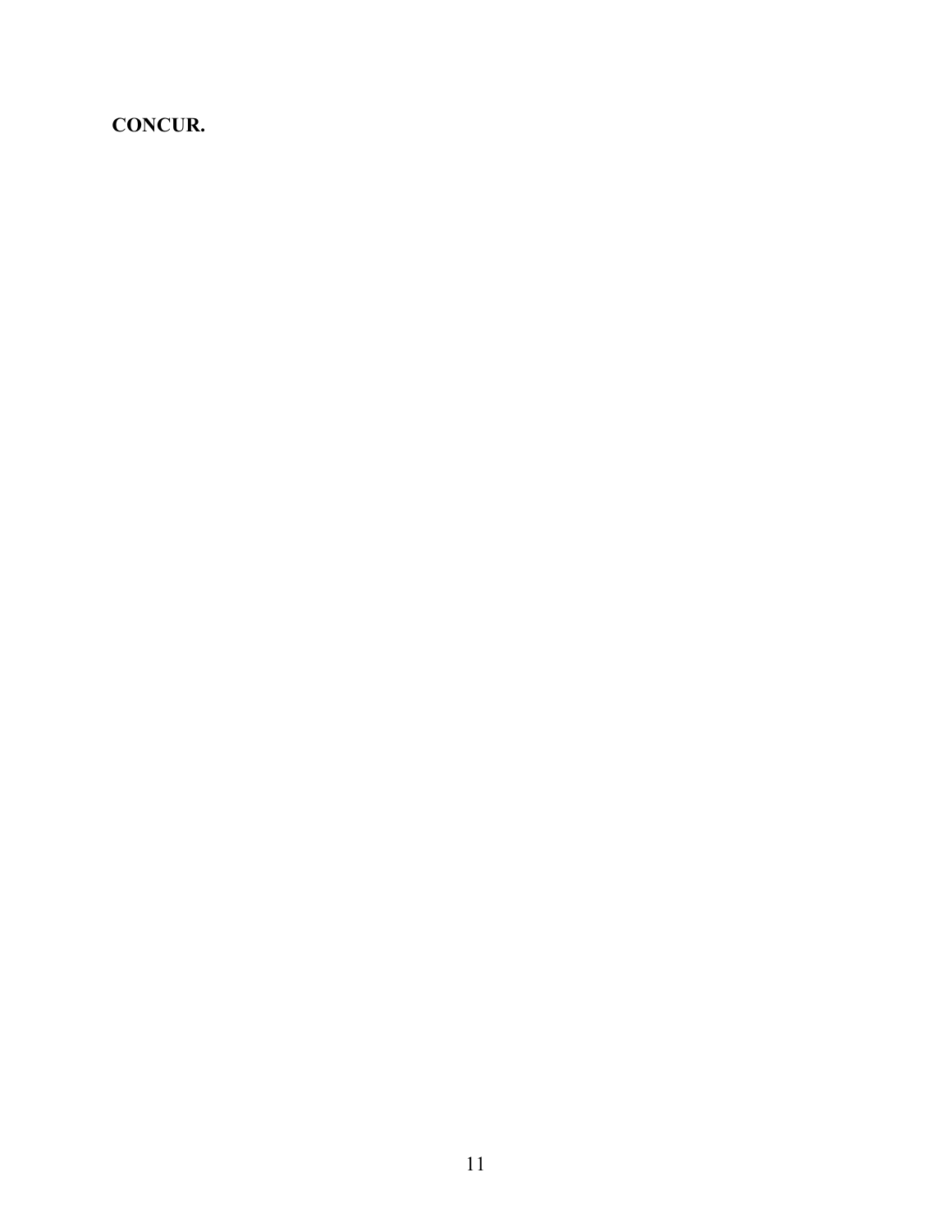**CONCUR.**